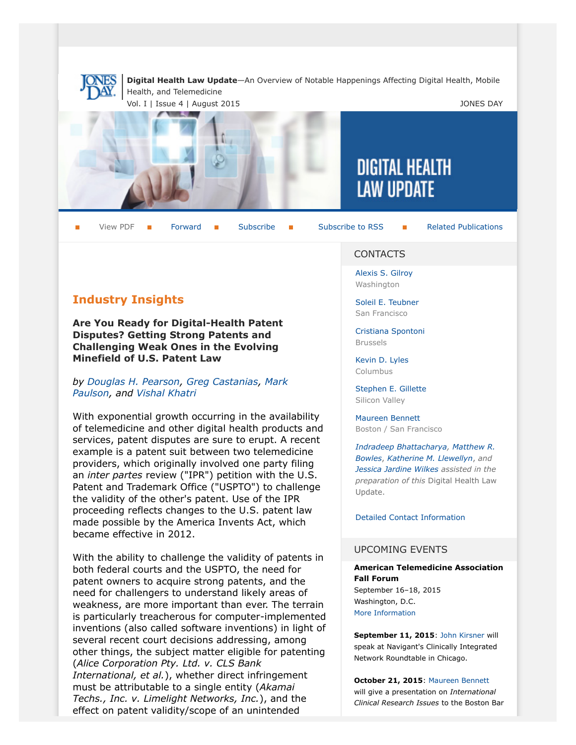**Digital Health Law Update**—An Overview of Notable Happenings Affecting Digital Health, Mobile Health, and Telemedicine

Vol. I | Issue 4 | August 2015

JONES DAY

# DIGITAL HEALTH LAW UPDATE

View PDF | Forward | Subscribe | Subscribe to RSS | Related Publications

## Industry Insights

### Are You Ready for Digital-Health Patent Disputes? Getting Strong Patents and Challenging Weak Ones in the Evolving Minefield of U.S. Patent Law

*by Douglas H. Pearson, Greg Castanias, Mark Paulson, and Vishal Khatri*

With exponential growth occurring in the availability of telemedicine and other digital health products and services, patent disputes are sure to erupt. A recent example is a patent suit between two telemedicine providers, which originally involved one party filing an *inter partes* review ("IPR") petition with the U.S. Patent and Trademark Office ("USPTO") to challenge the validity of the other's patent. Use of the IPR proceeding reflects changes to the U.S. patent law made possible by the America Invents Act, which became effective in 2012.

With the ability to challenge the validity of patents in both federal courts and the USPTO, the need for patent owners to acquire strong patents, and the need for challengers to understand likely areas of weakness, are more important than ever. The terrain is particularly treacherous for computer-implemented inventions (also called software inventions) in light of several recent court decisions addressing, among other things, the subject matter eligible for patenting (*Alice Corporation Pty. Ltd. v. CLS Bank International, et al.*), whether direct infringement must be attributable to a single entity (*Akamai Techs., Inc. v. Limelight Networks, Inc.*), and the effect on patent validity/scope of an unintended

## CONTACTS

Alexis S. Gilroy
Washington

Soleil E. Teubner
San Francisco

Cristiana Spontoni
Brussels

Kevin D. Lyles
Columbus

Stephen E. Gillette
Silicon Valley

Maureen Bennett
Boston / San Francisco

*Indradeep Bhattacharya, Matthew R. Bowles, Katherine M. Llewellyn, and Jessica Jardine Wilkes assisted in the preparation of this* Digital Health Law Update.

Detailed Contact Information

## UPCOMING EVENTS

**American Telemedicine Association Fall Forum**
September 16–18, 2015
Washington, D.C.
More Information

**September 11, 2015**: John Kirsner will speak at Navigant's Clinically Integrated Network Roundtable in Chicago.

**October 21, 2015**: Maureen Bennett will give a presentation on *International Clinical Research Issues* to the Boston Bar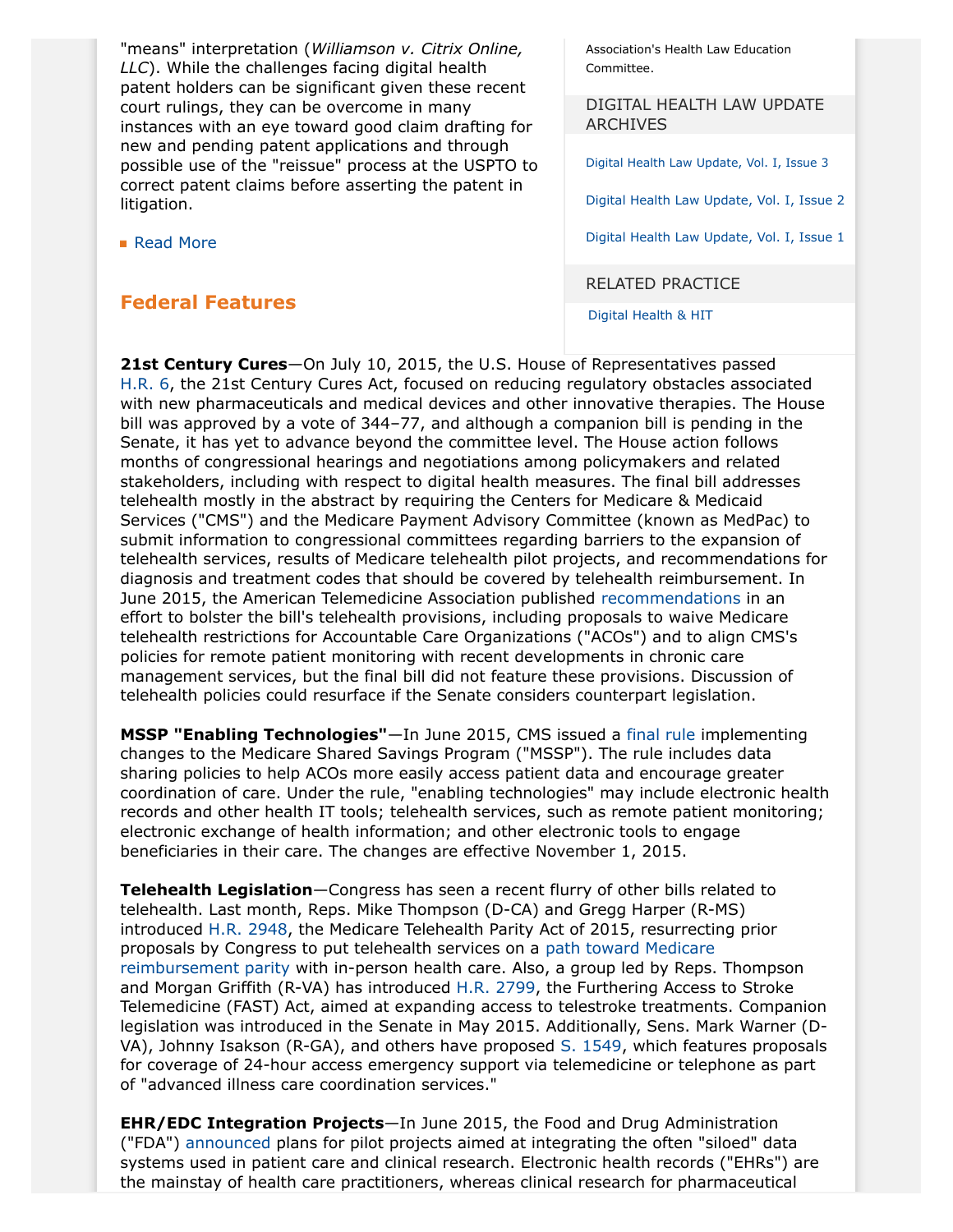"means" interpretation (*Williamson v. Citrix Online, LLC*). While the challenges facing digital health patent holders can be significant given these recent court rulings, they can be overcome in many instances with an eye toward good claim drafting for new and pending patent applications and through possible use of the "reissue" process at the USPTO to correct patent claims before asserting the patent in litigation.

- Read More

Association's Health Law Education Committee.

DIGITAL HEALTH LAW UPDATE ARCHIVES

Digital Health Law Update, Vol. I, Issue 3

Digital Health Law Update, Vol. I, Issue 2

Digital Health Law Update, Vol. I, Issue 1

RELATED PRACTICE

Digital Health & HIT

## Federal Features

**21st Century Cures**—On July 10, 2015, the U.S. House of Representatives passed H.R. 6, the 21st Century Cures Act, focused on reducing regulatory obstacles associated with new pharmaceuticals and medical devices and other innovative therapies. The House bill was approved by a vote of 344–77, and although a companion bill is pending in the Senate, it has yet to advance beyond the committee level. The House action follows months of congressional hearings and negotiations among policymakers and related stakeholders, including with respect to digital health measures. The final bill addresses telehealth mostly in the abstract by requiring the Centers for Medicare & Medicaid Services ("CMS") and the Medicare Payment Advisory Committee (known as MedPac) to submit information to congressional committees regarding barriers to the expansion of telehealth services, results of Medicare telehealth pilot projects, and recommendations for diagnosis and treatment codes that should be covered by telehealth reimbursement. In June 2015, the American Telemedicine Association published recommendations in an effort to bolster the bill's telehealth provisions, including proposals to waive Medicare telehealth restrictions for Accountable Care Organizations ("ACOs") and to align CMS's policies for remote patient monitoring with recent developments in chronic care management services, but the final bill did not feature these provisions. Discussion of telehealth policies could resurface if the Senate considers counterpart legislation.

**MSSP "Enabling Technologies"**—In June 2015, CMS issued a final rule implementing changes to the Medicare Shared Savings Program ("MSSP"). The rule includes data sharing policies to help ACOs more easily access patient data and encourage greater coordination of care. Under the rule, "enabling technologies" may include electronic health records and other health IT tools; telehealth services, such as remote patient monitoring; electronic exchange of health information; and other electronic tools to engage beneficiaries in their care. The changes are effective November 1, 2015.

**Telehealth Legislation**—Congress has seen a recent flurry of other bills related to telehealth. Last month, Reps. Mike Thompson (D-CA) and Gregg Harper (R-MS) introduced H.R. 2948, the Medicare Telehealth Parity Act of 2015, resurrecting prior proposals by Congress to put telehealth services on a path toward Medicare reimbursement parity with in-person health care. Also, a group led by Reps. Thompson and Morgan Griffith (R-VA) has introduced H.R. 2799, the Furthering Access to Stroke Telemedicine (FAST) Act, aimed at expanding access to telestroke treatments. Companion legislation was introduced in the Senate in May 2015. Additionally, Sens. Mark Warner (D-VA), Johnny Isakson (R-GA), and others have proposed S. 1549, which features proposals for coverage of 24-hour access emergency support via telemedicine or telephone as part of "advanced illness care coordination services."

**EHR/EDC Integration Projects**—In June 2015, the Food and Drug Administration ("FDA") announced plans for pilot projects aimed at integrating the often "siloed" data systems used in patient care and clinical research. Electronic health records ("EHRs") are the mainstay of health care practitioners, whereas clinical research for pharmaceutical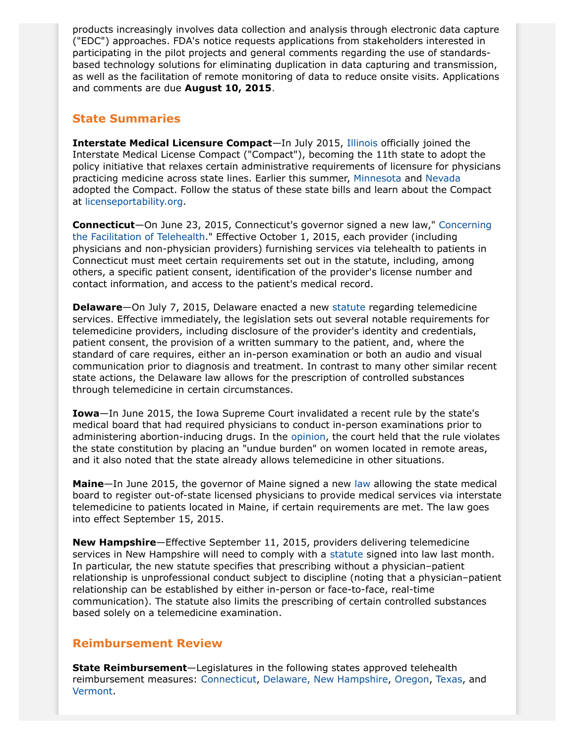products increasingly involves data collection and analysis through electronic data capture ("EDC") approaches. FDA's notice requests applications from stakeholders interested in participating in the pilot projects and general comments regarding the use of standards-based technology solutions for eliminating duplication in data capturing and transmission, as well as the facilitation of remote monitoring of data to reduce onsite visits. Applications and comments are due **August 10, 2015**.

## State Summaries

**Interstate Medical Licensure Compact**—In July 2015, Illinois officially joined the Interstate Medical License Compact ("Compact"), becoming the 11th state to adopt the policy initiative that relaxes certain administrative requirements of licensure for physicians practicing medicine across state lines. Earlier this summer, Minnesota and Nevada adopted the Compact. Follow the status of these state bills and learn about the Compact at licenseportability.org.

**Connecticut**—On June 23, 2015, Connecticut's governor signed a new law," Concerning the Facilitation of Telehealth." Effective October 1, 2015, each provider (including physicians and non-physician providers) furnishing services via telehealth to patients in Connecticut must meet certain requirements set out in the statute, including, among others, a specific patient consent, identification of the provider's license number and contact information, and access to the patient's medical record.

**Delaware**—On July 7, 2015, Delaware enacted a new statute regarding telemedicine services. Effective immediately, the legislation sets out several notable requirements for telemedicine providers, including disclosure of the provider's identity and credentials, patient consent, the provision of a written summary to the patient, and, where the standard of care requires, either an in-person examination or both an audio and visual communication prior to diagnosis and treatment. In contrast to many other similar recent state actions, the Delaware law allows for the prescription of controlled substances through telemedicine in certain circumstances.

**Iowa**—In June 2015, the Iowa Supreme Court invalidated a recent rule by the state's medical board that had required physicians to conduct in-person examinations prior to administering abortion-inducing drugs. In the opinion, the court held that the rule violates the state constitution by placing an "undue burden" on women located in remote areas, and it also noted that the state already allows telemedicine in other situations.

**Maine**—In June 2015, the governor of Maine signed a new law allowing the state medical board to register out-of-state licensed physicians to provide medical services via interstate telemedicine to patients located in Maine, if certain requirements are met. The law goes into effect September 15, 2015.

**New Hampshire**—Effective September 11, 2015, providers delivering telemedicine services in New Hampshire will need to comply with a statute signed into law last month. In particular, the new statute specifies that prescribing without a physician–patient relationship is unprofessional conduct subject to discipline (noting that a physician–patient relationship can be established by either in-person or face-to-face, real-time communication). The statute also limits the prescribing of certain controlled substances based solely on a telemedicine examination.

## Reimbursement Review

**State Reimbursement**—Legislatures in the following states approved telehealth reimbursement measures: Connecticut, Delaware, New Hampshire, Oregon, Texas, and Vermont.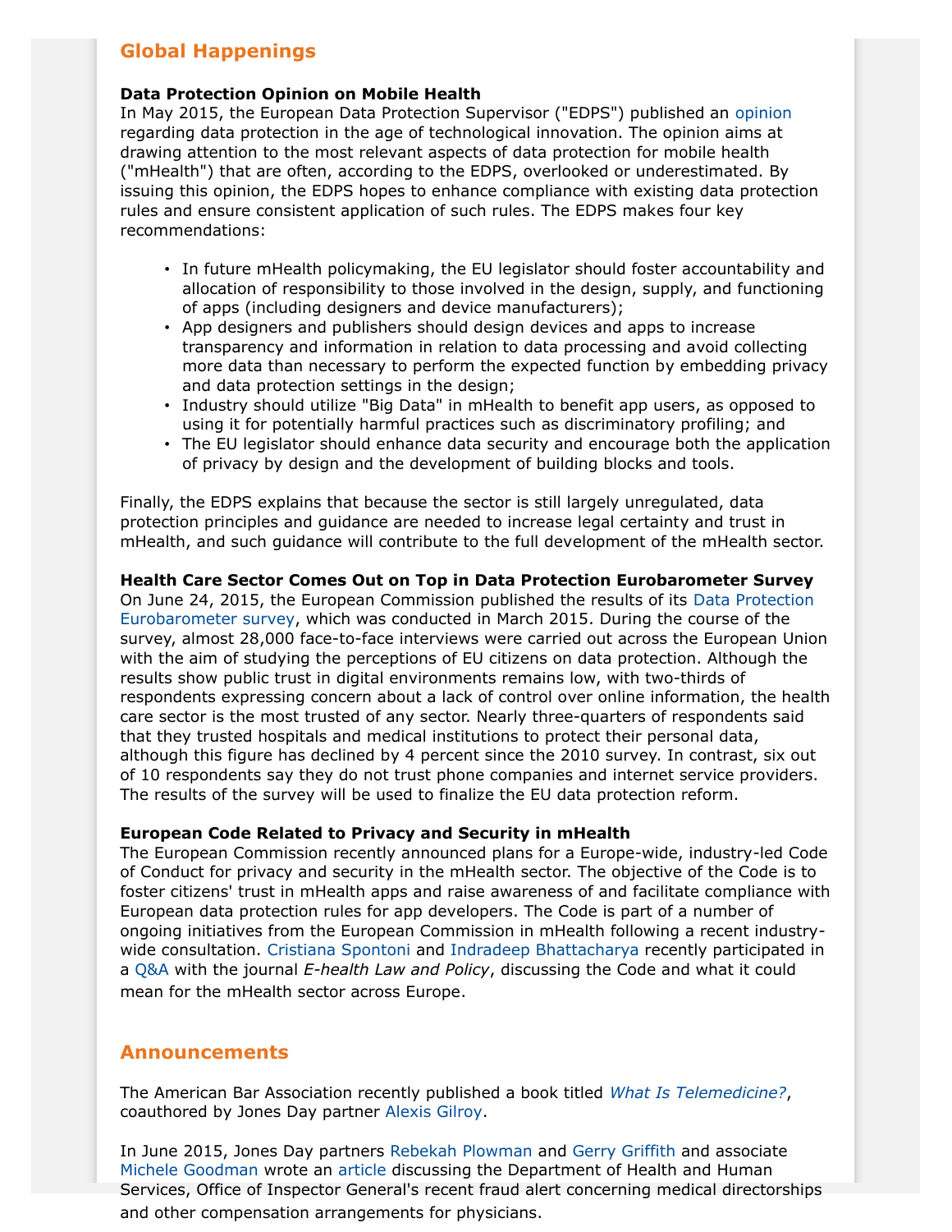## Global Happenings

**Data Protection Opinion on Mobile Health**
In May 2015, the European Data Protection Supervisor ("EDPS") published an opinion regarding data protection in the age of technological innovation. The opinion aims at drawing attention to the most relevant aspects of data protection for mobile health ("mHealth") that are often, according to the EDPS, overlooked or underestimated. By issuing this opinion, the EDPS hopes to enhance compliance with existing data protection rules and ensure consistent application of such rules. The EDPS makes four key recommendations:

- In future mHealth policymaking, the EU legislator should foster accountability and allocation of responsibility to those involved in the design, supply, and functioning of apps (including designers and device manufacturers);
- App designers and publishers should design devices and apps to increase transparency and information in relation to data processing and avoid collecting more data than necessary to perform the expected function by embedding privacy and data protection settings in the design;
- Industry should utilize "Big Data" in mHealth to benefit app users, as opposed to using it for potentially harmful practices such as discriminatory profiling; and
- The EU legislator should enhance data security and encourage both the application of privacy by design and the development of building blocks and tools.

Finally, the EDPS explains that because the sector is still largely unregulated, data protection principles and guidance are needed to increase legal certainty and trust in mHealth, and such guidance will contribute to the full development of the mHealth sector.

**Health Care Sector Comes Out on Top in Data Protection Eurobarometer Survey**
On June 24, 2015, the European Commission published the results of its Data Protection Eurobarometer survey, which was conducted in March 2015. During the course of the survey, almost 28,000 face-to-face interviews were carried out across the European Union with the aim of studying the perceptions of EU citizens on data protection. Although the results show public trust in digital environments remains low, with two-thirds of respondents expressing concern about a lack of control over online information, the health care sector is the most trusted of any sector. Nearly three-quarters of respondents said that they trusted hospitals and medical institutions to protect their personal data, although this figure has declined by 4 percent since the 2010 survey. In contrast, six out of 10 respondents say they do not trust phone companies and internet service providers. The results of the survey will be used to finalize the EU data protection reform.

**European Code Related to Privacy and Security in mHealth**
The European Commission recently announced plans for a Europe-wide, industry-led Code of Conduct for privacy and security in the mHealth sector. The objective of the Code is to foster citizens' trust in mHealth apps and raise awareness of and facilitate compliance with European data protection rules for app developers. The Code is part of a number of ongoing initiatives from the European Commission in mHealth following a recent industry-wide consultation. Cristiana Spontoni and Indradeep Bhattacharya recently participated in a Q&A with the journal *E-health Law and Policy*, discussing the Code and what it could mean for the mHealth sector across Europe.

## Announcements

The American Bar Association recently published a book titled *What Is Telemedicine?*, coauthored by Jones Day partner Alexis Gilroy.

In June 2015, Jones Day partners Rebekah Plowman and Gerry Griffith and associate Michele Goodman wrote an article discussing the Department of Health and Human Services, Office of Inspector General's recent fraud alert concerning medical directorships and other compensation arrangements for physicians.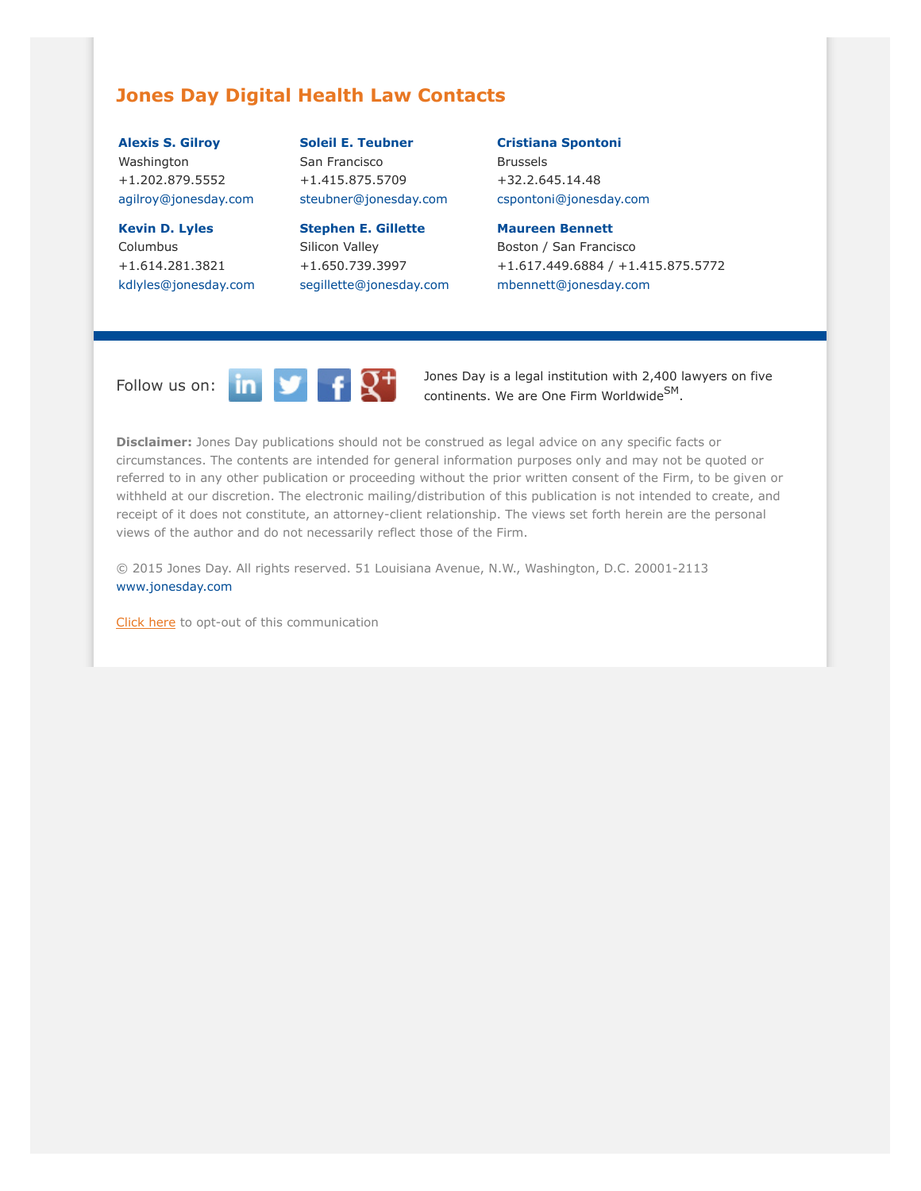## Jones Day Digital Health Law Contacts

**Alexis S. Gilroy**
Washington
+1.202.879.5552
agilroy@jonesday.com

**Soleil E. Teubner**
San Francisco
+1.415.875.5709
steubner@jonesday.com

**Cristiana Spontoni**
Brussels
+32.2.645.14.48
cspontoni@jonesday.com

**Kevin D. Lyles**
Columbus
+1.614.281.3821
kdlyles@jonesday.com

**Stephen E. Gillette**
Silicon Valley
+1.650.739.3997
segillette@jonesday.com

**Maureen Bennett**
Boston / San Francisco
+1.617.449.6884 / +1.415.875.5772
mbennett@jonesday.com

Follow us on:

Jones Day is a legal institution with 2,400 lawyers on five continents. We are One Firm Worldwide[SM].

**Disclaimer:** Jones Day publications should not be construed as legal advice on any specific facts or circumstances. The contents are intended for general information purposes only and may not be quoted or referred to in any other publication or proceeding without the prior written consent of the Firm, to be given or withheld at our discretion. The electronic mailing/distribution of this publication is not intended to create, and receipt of it does not constitute, an attorney-client relationship. The views set forth herein are the personal views of the author and do not necessarily reflect those of the Firm.

© 2015 Jones Day. All rights reserved. 51 Louisiana Avenue, N.W., Washington, D.C. 20001-2113
www.jonesday.com

Click here to opt-out of this communication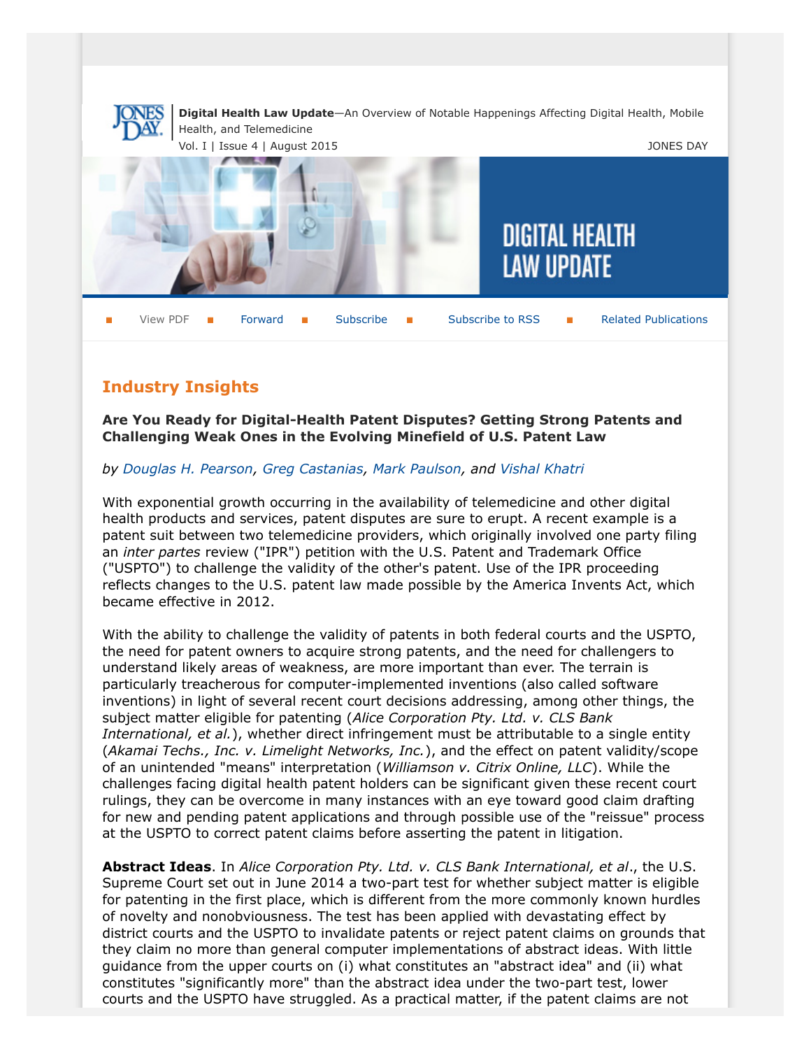**Digital Health Law Update**—An Overview of Notable Happenings Affecting Digital Health, Mobile Health, and Telemedicine

Vol. I | Issue 4 | August 2015

JONES DAY

View PDF ■ Forward ■ Subscribe ■ Subscribe to RSS ■ Related Publications

## Industry Insights

### Are You Ready for Digital-Health Patent Disputes? Getting Strong Patents and Challenging Weak Ones in the Evolving Minefield of U.S. Patent Law

*by Douglas H. Pearson, Greg Castanias, Mark Paulson, and Vishal Khatri*

With exponential growth occurring in the availability of telemedicine and other digital health products and services, patent disputes are sure to erupt. A recent example is a patent suit between two telemedicine providers, which originally involved one party filing an *inter partes* review ("IPR") petition with the U.S. Patent and Trademark Office ("USPTO") to challenge the validity of the other's patent. Use of the IPR proceeding reflects changes to the U.S. patent law made possible by the America Invents Act, which became effective in 2012.

With the ability to challenge the validity of patents in both federal courts and the USPTO, the need for patent owners to acquire strong patents, and the need for challengers to understand likely areas of weakness, are more important than ever. The terrain is particularly treacherous for computer-implemented inventions (also called software inventions) in light of several recent court decisions addressing, among other things, the subject matter eligible for patenting (*Alice Corporation Pty. Ltd. v. CLS Bank International, et al.*), whether direct infringement must be attributable to a single entity (*Akamai Techs., Inc. v. Limelight Networks, Inc.*), and the effect on patent validity/scope of an unintended "means" interpretation (*Williamson v. Citrix Online, LLC*). While the challenges facing digital health patent holders can be significant given these recent court rulings, they can be overcome in many instances with an eye toward good claim drafting for new and pending patent applications and through possible use of the "reissue" process at the USPTO to correct patent claims before asserting the patent in litigation.

**Abstract Ideas**. In *Alice Corporation Pty. Ltd. v. CLS Bank International, et al*., the U.S. Supreme Court set out in June 2014 a two-part test for whether subject matter is eligible for patenting in the first place, which is different from the more commonly known hurdles of novelty and nonobviousness. The test has been applied with devastating effect by district courts and the USPTO to invalidate patents or reject patent claims on grounds that they claim no more than general computer implementations of abstract ideas. With little guidance from the upper courts on (i) what constitutes an "abstract idea" and (ii) what constitutes "significantly more" than the abstract idea under the two-part test, lower courts and the USPTO have struggled. As a practical matter, if the patent claims are not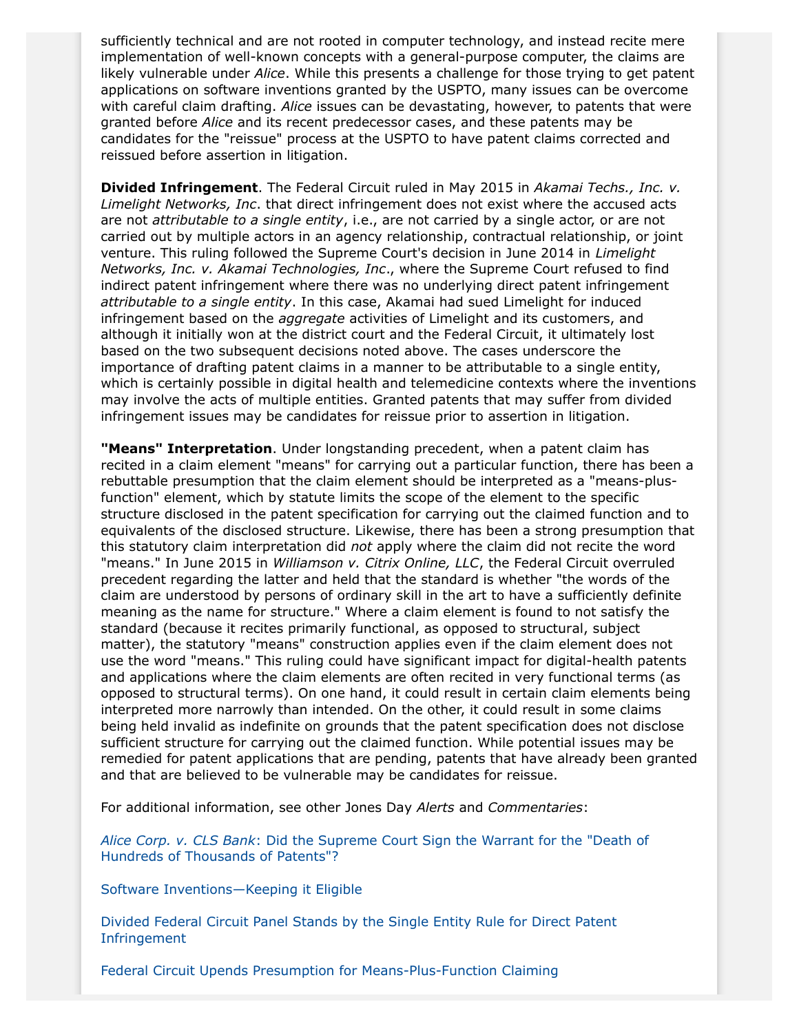sufficiently technical and are not rooted in computer technology, and instead recite mere implementation of well-known concepts with a general-purpose computer, the claims are likely vulnerable under *Alice*. While this presents a challenge for those trying to get patent applications on software inventions granted by the USPTO, many issues can be overcome with careful claim drafting. *Alice* issues can be devastating, however, to patents that were granted before *Alice* and its recent predecessor cases, and these patents may be candidates for the "reissue" process at the USPTO to have patent claims corrected and reissued before assertion in litigation.

**Divided Infringement**. The Federal Circuit ruled in May 2015 in *Akamai Techs., Inc. v. Limelight Networks, Inc*. that direct infringement does not exist where the accused acts are not *attributable to a single entity*, i.e., are not carried by a single actor, or are not carried out by multiple actors in an agency relationship, contractual relationship, or joint venture. This ruling followed the Supreme Court's decision in June 2014 in *Limelight Networks, Inc. v. Akamai Technologies, Inc*., where the Supreme Court refused to find indirect patent infringement where there was no underlying direct patent infringement *attributable to a single entity*. In this case, Akamai had sued Limelight for induced infringement based on the *aggregate* activities of Limelight and its customers, and although it initially won at the district court and the Federal Circuit, it ultimately lost based on the two subsequent decisions noted above. The cases underscore the importance of drafting patent claims in a manner to be attributable to a single entity, which is certainly possible in digital health and telemedicine contexts where the inventions may involve the acts of multiple entities. Granted patents that may suffer from divided infringement issues may be candidates for reissue prior to assertion in litigation.

**"Means" Interpretation**. Under longstanding precedent, when a patent claim has recited in a claim element "means" for carrying out a particular function, there has been a rebuttable presumption that the claim element should be interpreted as a "means-plus-function" element, which by statute limits the scope of the element to the specific structure disclosed in the patent specification for carrying out the claimed function and to equivalents of the disclosed structure. Likewise, there has been a strong presumption that this statutory claim interpretation did *not* apply where the claim did not recite the word "means." In June 2015 in *Williamson v. Citrix Online, LLC*, the Federal Circuit overruled precedent regarding the latter and held that the standard is whether "the words of the claim are understood by persons of ordinary skill in the art to have a sufficiently definite meaning as the name for structure." Where a claim element is found to not satisfy the standard (because it recites primarily functional, as opposed to structural, subject matter), the statutory "means" construction applies even if the claim element does not use the word "means." This ruling could have significant impact for digital-health patents and applications where the claim elements are often recited in very functional terms (as opposed to structural terms). On one hand, it could result in certain claim elements being interpreted more narrowly than intended. On the other, it could result in some claims being held invalid as indefinite on grounds that the patent specification does not disclose sufficient structure for carrying out the claimed function. While potential issues may be remedied for patent applications that are pending, patents that have already been granted and that are believed to be vulnerable may be candidates for reissue.

For additional information, see other Jones Day *Alerts* and *Commentaries*:

*Alice Corp. v. CLS Bank*: Did the Supreme Court Sign the Warrant for the "Death of Hundreds of Thousands of Patents"?

Software Inventions—Keeping it Eligible

Divided Federal Circuit Panel Stands by the Single Entity Rule for Direct Patent Infringement

Federal Circuit Upends Presumption for Means-Plus-Function Claiming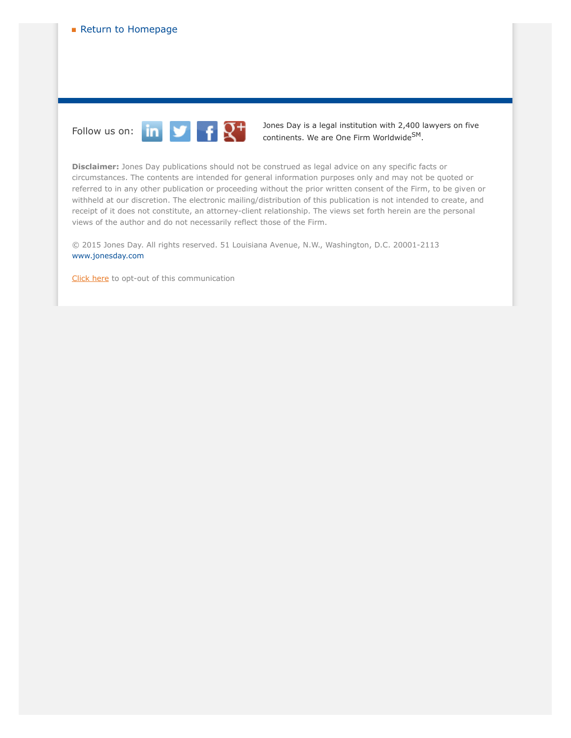- Return to Homepage

Follow us on:

Jones Day is a legal institution with 2,400 lawyers on five continents. We are One Firm Worldwide[SM].

**Disclaimer:** Jones Day publications should not be construed as legal advice on any specific facts or circumstances. The contents are intended for general information purposes only and may not be quoted or referred to in any other publication or proceeding without the prior written consent of the Firm, to be given or withheld at our discretion. The electronic mailing/distribution of this publication is not intended to create, and receipt of it does not constitute, an attorney-client relationship. The views set forth herein are the personal views of the author and do not necessarily reflect those of the Firm.

© 2015 Jones Day. All rights reserved. 51 Louisiana Avenue, N.W., Washington, D.C. 20001-2113
www.jonesday.com

Click here to opt-out of this communication